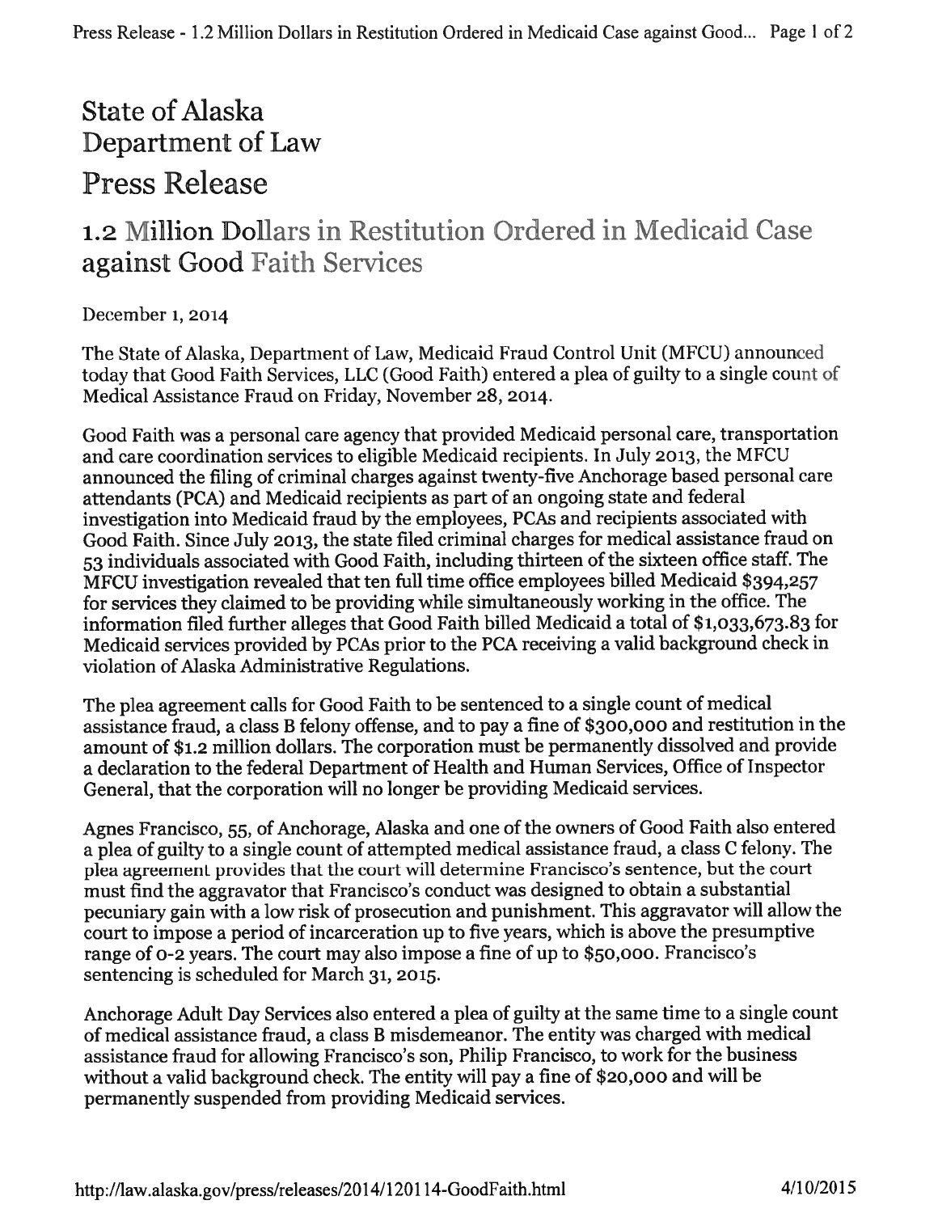# State of Alaska
# Department of Law

## Press Release

## 1.2 Million Dollars in Restitution Ordered in Medicaid Case against Good Faith Services

December 1, 2014

The State of Alaska, Department of Law, Medicaid Fraud Control Unit (MFCU) announced today that Good Faith Services, LLC (Good Faith) entered a plea of guilty to a single count of Medical Assistance Fraud on Friday, November 28, 2014.

Good Faith was a personal care agency that provided Medicaid personal care, transportation and care coordination services to eligible Medicaid recipients. In July 2013, the MFCU announced the filing of criminal charges against twenty-five Anchorage based personal care attendants (PCA) and Medicaid recipients as part of an ongoing state and federal investigation into Medicaid fraud by the employees, PCAs and recipients associated with Good Faith. Since July 2013, the state filed criminal charges for medical assistance fraud on 53 individuals associated with Good Faith, including thirteen of the sixteen office staff. The MFCU investigation revealed that ten full time office employees billed Medicaid $394,257 for services they claimed to be providing while simultaneously working in the office. The information filed further alleges that Good Faith billed Medicaid a total of $1,033,673.83 for Medicaid services provided by PCAs prior to the PCA receiving a valid background check in violation of Alaska Administrative Regulations.

The plea agreement calls for Good Faith to be sentenced to a single count of medical assistance fraud, a class B felony offense, and to pay a fine of $300,000 and restitution in the amount of $1.2 million dollars. The corporation must be permanently dissolved and provide a declaration to the federal Department of Health and Human Services, Office of Inspector General, that the corporation will no longer be providing Medicaid services.

Agnes Francisco, 55, of Anchorage, Alaska and one of the owners of Good Faith also entered a plea of guilty to a single count of attempted medical assistance fraud, a class C felony. The plea agreement provides that the court will determine Francisco's sentence, but the court must find the aggravator that Francisco's conduct was designed to obtain a substantial pecuniary gain with a low risk of prosecution and punishment. This aggravator will allow the court to impose a period of incarceration up to five years, which is above the presumptive range of 0-2 years. The court may also impose a fine of up to $50,000. Francisco's sentencing is scheduled for March 31, 2015.

Anchorage Adult Day Services also entered a plea of guilty at the same time to a single count of medical assistance fraud, a class B misdemeanor. The entity was charged with medical assistance fraud for allowing Francisco's son, Philip Francisco, to work for the business without a valid background check. The entity will pay a fine of $20,000 and will be permanently suspended from providing Medicaid services.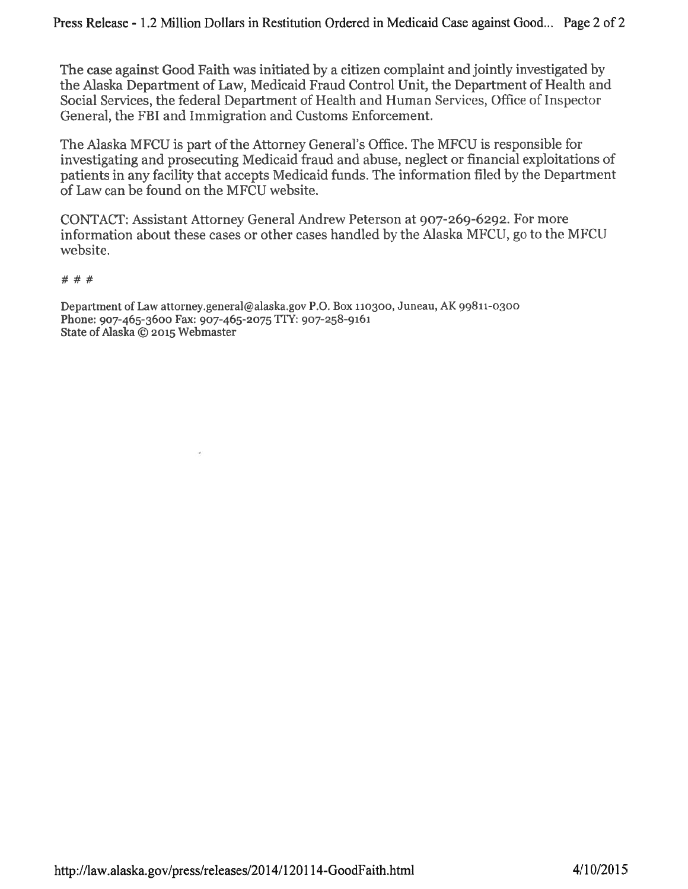The case against Good Faith was initiated by a citizen complaint and jointly investigated by the Alaska Department of Law, Medicaid Fraud Control Unit, the Department of Health and Social Services, the federal Department of Health and Human Services, Office of Inspector General, the FBI and Immigration and Customs Enforcement.

The Alaska MFCU is part of the Attorney General's Office. The MFCU is responsible for investigating and prosecuting Medicaid fraud and abuse, neglect or financial exploitations of patients in any facility that accepts Medicaid funds. The information filed by the Department of Law can be found on the MFCU website.

CONTACT: Assistant Attorney General Andrew Peterson at 907-269-6292. For more information about these cases or other cases handled by the Alaska MFCU, go to the MFCU website.

# # #

Department of Law attorney.general@alaska.gov P.O. Box 110300, Juneau, AK 99811-0300
Phone: 907-465-3600 Fax: 907-465-2075 TTY: 907-258-9161
State of Alaska © 2015 Webmaster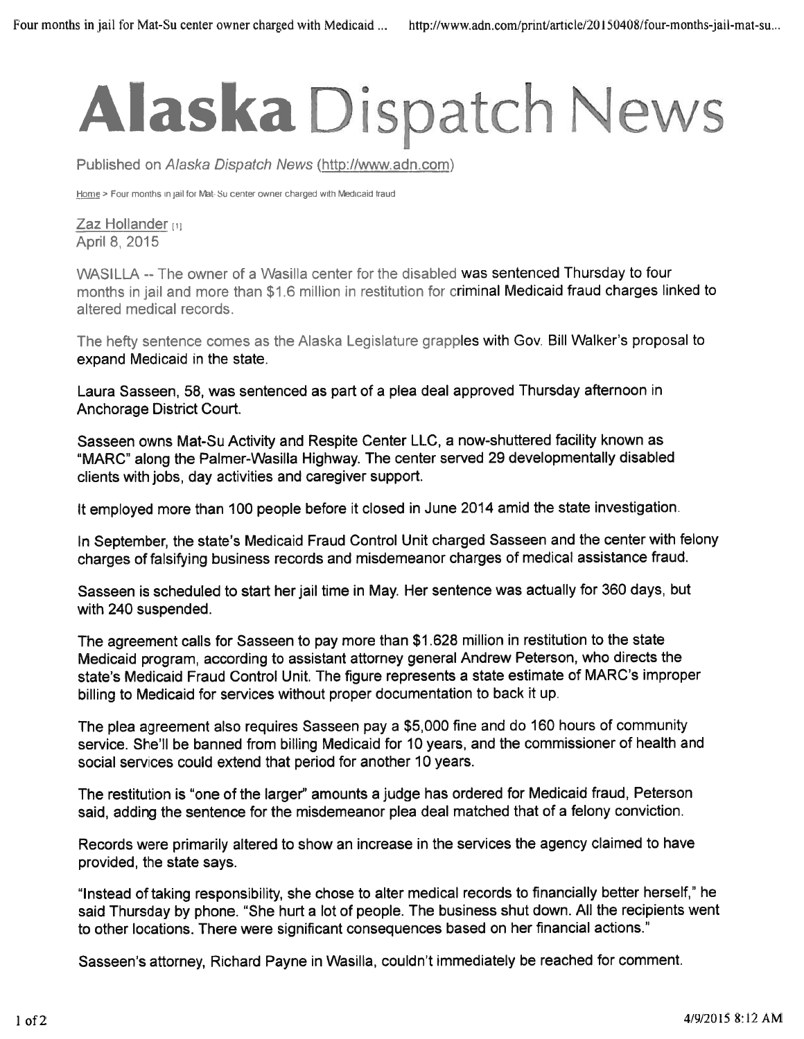# Alaska Dispatch News

Published on *Alaska Dispatch News* (http://www.adn.com)

Home > Four months in jail for Mat-Su center owner charged with Medicaid fraud

Zaz Hollander [1]
April 8, 2015

WASILLA -- The owner of a Wasilla center for the disabled was sentenced Thursday to four months in jail and more than $1.6 million in restitution for criminal Medicaid fraud charges linked to altered medical records.

The hefty sentence comes as the Alaska Legislature grapples with Gov. Bill Walker's proposal to expand Medicaid in the state.

Laura Sasseen, 58, was sentenced as part of a plea deal approved Thursday afternoon in Anchorage District Court.

Sasseen owns Mat-Su Activity and Respite Center LLC, a now-shuttered facility known as "MARC" along the Palmer-Wasilla Highway. The center served 29 developmentally disabled clients with jobs, day activities and caregiver support.

It employed more than 100 people before it closed in June 2014 amid the state investigation.

In September, the state's Medicaid Fraud Control Unit charged Sasseen and the center with felony charges of falsifying business records and misdemeanor charges of medical assistance fraud.

Sasseen is scheduled to start her jail time in May. Her sentence was actually for 360 days, but with 240 suspended.

The agreement calls for Sasseen to pay more than $1.628 million in restitution to the state Medicaid program, according to assistant attorney general Andrew Peterson, who directs the state's Medicaid Fraud Control Unit. The figure represents a state estimate of MARC's improper billing to Medicaid for services without proper documentation to back it up.

The plea agreement also requires Sasseen pay a $5,000 fine and do 160 hours of community service. She'll be banned from billing Medicaid for 10 years, and the commissioner of health and social services could extend that period for another 10 years.

The restitution is "one of the larger" amounts a judge has ordered for Medicaid fraud, Peterson said, adding the sentence for the misdemeanor plea deal matched that of a felony conviction.

Records were primarily altered to show an increase in the services the agency claimed to have provided, the state says.

"Instead of taking responsibility, she chose to alter medical records to financially better herself," he said Thursday by phone. "She hurt a lot of people. The business shut down. All the recipients went to other locations. There were significant consequences based on her financial actions."

Sasseen's attorney, Richard Payne in Wasilla, couldn't immediately be reached for comment.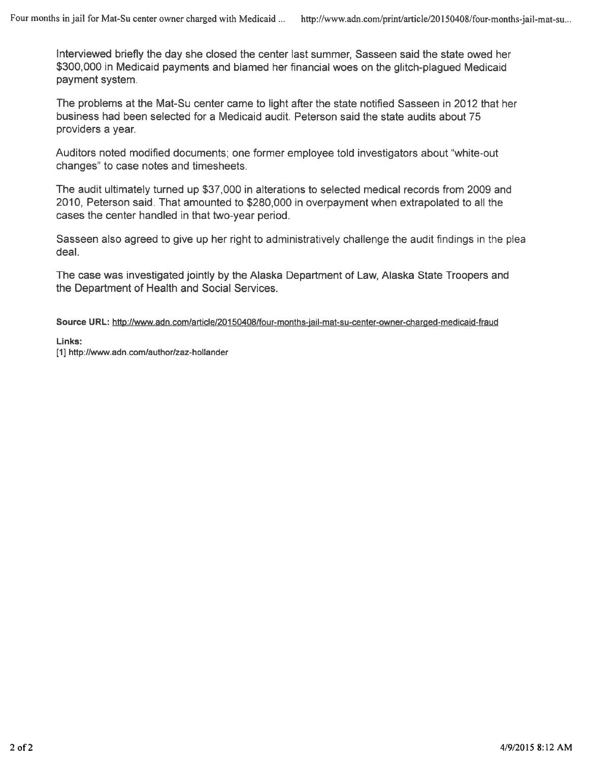Interviewed briefly the day she closed the center last summer, Sasseen said the state owed her $300,000 in Medicaid payments and blamed her financial woes on the glitch-plagued Medicaid payment system.

The problems at the Mat-Su center came to light after the state notified Sasseen in 2012 that her business had been selected for a Medicaid audit. Peterson said the state audits about 75 providers a year.

Auditors noted modified documents; one former employee told investigators about "white-out changes" to case notes and timesheets.

The audit ultimately turned up $37,000 in alterations to selected medical records from 2009 and 2010, Peterson said. That amounted to $280,000 in overpayment when extrapolated to all the cases the center handled in that two-year period.

Sasseen also agreed to give up her right to administratively challenge the audit findings in the plea deal.

The case was investigated jointly by the Alaska Department of Law, Alaska State Troopers and the Department of Health and Social Services.

**Source URL:** http://www.adn.com/article/20150408/four-months-jail-mat-su-center-owner-charged-medicaid-fraud

**Links:**
[1] http://www.adn.com/author/zaz-hollander